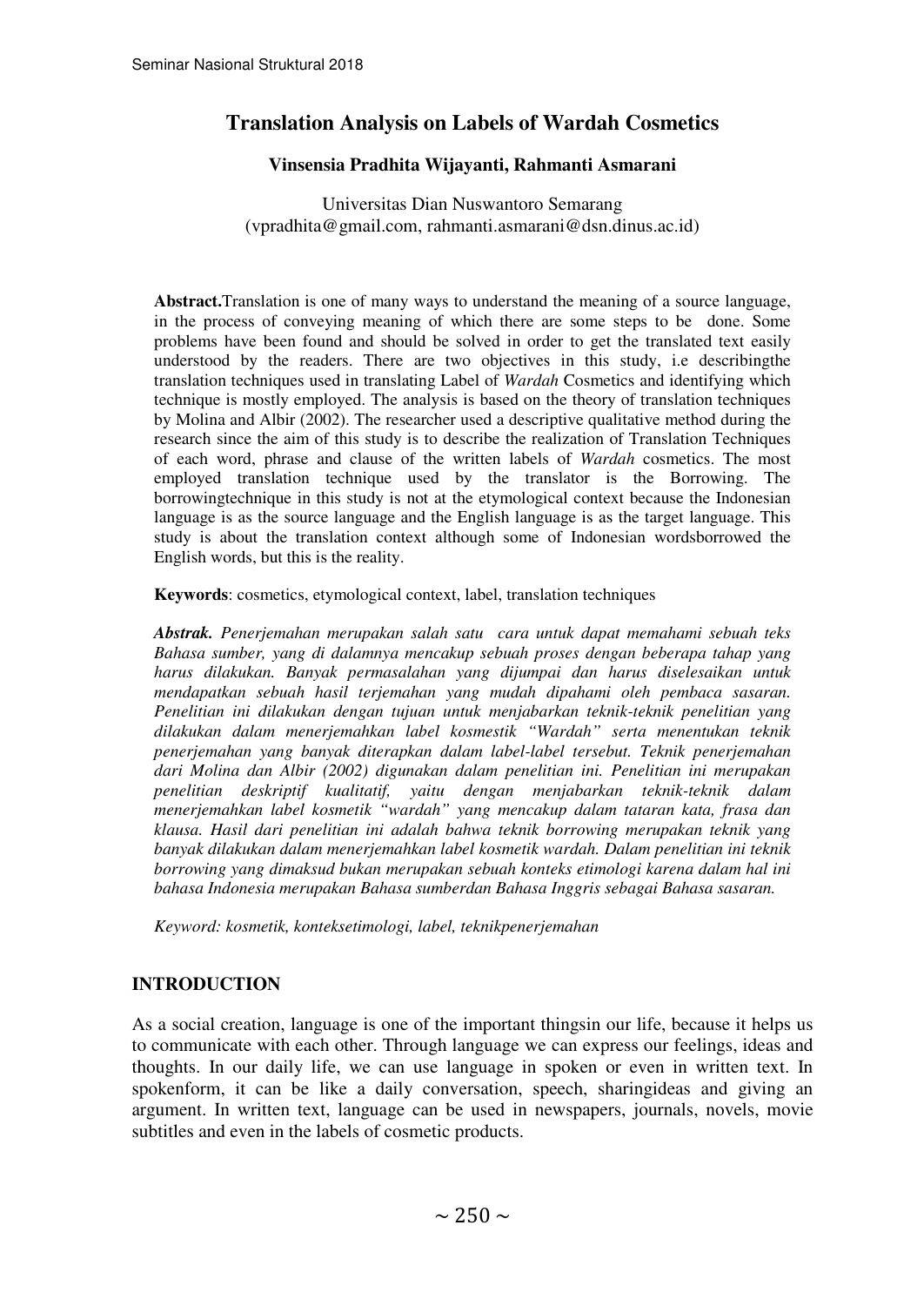# Translation Analysis on Labels of Wardah Cosmetics

**Vinsensia Pradhita Wijayanti, Rahmanti Asmarani**

Universitas Dian Nuswantoro Semarang
(vpradhita@gmail.com, rahmanti.asmarani@dsn.dinus.ac.id)

**Abstract.**Translation is one of many ways to understand the meaning of a source language, in the process of conveying meaning of which there are some steps to be done. Some problems have been found and should be solved in order to get the translated text easily understood by the readers. There are two objectives in this study, i.e describingthe translation techniques used in translating Label of *Wardah* Cosmetics and identifying which technique is mostly employed. The analysis is based on the theory of translation techniques by Molina and Albir (2002). The researcher used a descriptive qualitative method during the research since the aim of this study is to describe the realization of Translation Techniques of each word, phrase and clause of the written labels of *Wardah* cosmetics. The most employed translation technique used by the translator is the Borrowing. The borrowingtechnique in this study is not at the etymological context because the Indonesian language is as the source language and the English language is as the target language. This study is about the translation context although some of Indonesian wordsborrowed the English words, but this is the reality.

**Keywords**: cosmetics, etymological context, label, translation techniques

***Abstrak.*** *Penerjemahan merupakan salah satu cara untuk dapat memahami sebuah teks Bahasa sumber, yang di dalamnya mencakup sebuah proses dengan beberapa tahap yang harus dilakukan. Banyak permasalahan yang dijumpai dan harus diselesaikan untuk mendapatkan sebuah hasil terjemahan yang mudah dipahami oleh pembaca sasaran. Penelitian ini dilakukan dengan tujuan untuk menjabarkan teknik-teknik penelitian yang dilakukan dalam menerjemahkan label kosmestik "Wardah" serta menentukan teknik penerjemahan yang banyak diterapkan dalam label-label tersebut. Teknik penerjemahan dari Molina dan Albir (2002) digunakan dalam penelitian ini. Penelitian ini merupakan penelitian deskriptif kualitatif, yaitu dengan menjabarkan teknik-teknik dalam menerjemahkan label kosmetik "wardah" yang mencakup dalam tataran kata, frasa dan klausa. Hasil dari penelitian ini adalah bahwa teknik borrowing merupakan teknik yang banyak dilakukan dalam menerjemahkan label kosmetik wardah. Dalam penelitian ini teknik borrowing yang dimaksud bukan merupakan sebuah konteks etimologi karena dalam hal ini bahasa Indonesia merupakan Bahasa sumberdan Bahasa Inggris sebagai Bahasa sasaran.*

*Keyword: kosmetik, konteksetimologi, label, teknikpenerjemahan*

## INTRODUCTION

As a social creation, language is one of the important thingsin our life, because it helps us to communicate with each other. Through language we can express our feelings, ideas and thoughts. In our daily life, we can use language in spoken or even in written text. In spokenform, it can be like a daily conversation, speech, sharingideas and giving an argument. In written text, language can be used in newspapers, journals, novels, movie subtitles and even in the labels of cosmetic products.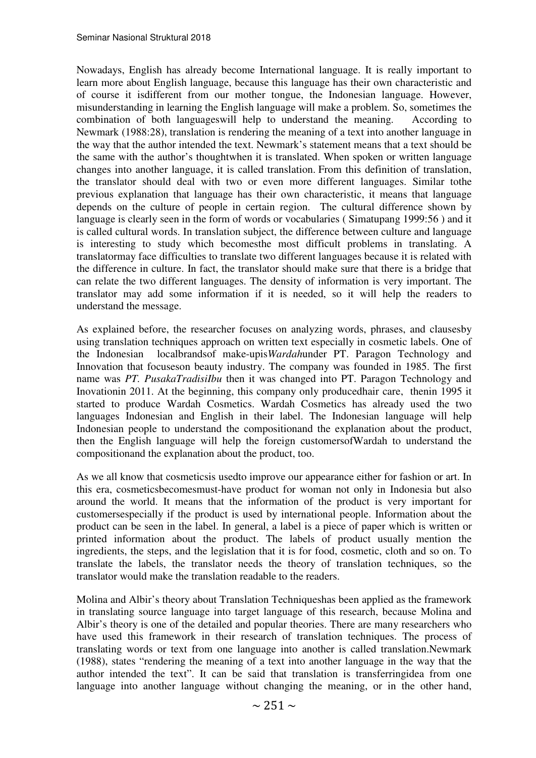Nowadays, English has already become International language. It is really important to learn more about English language, because this language has their own characteristic and of course it isdifferent from our mother tongue, the Indonesian language. However, misunderstanding in learning the English language will make a problem. So, sometimes the combination of both languageswill help to understand the meaning. According to Newmark (1988:28), translation is rendering the meaning of a text into another language in the way that the author intended the text. Newmark's statement means that a text should be the same with the author's thoughtwhen it is translated. When spoken or written language changes into another language, it is called translation. From this definition of translation, the translator should deal with two or even more different languages. Similar tothe previous explanation that language has their own characteristic, it means that language depends on the culture of people in certain region. The cultural difference shown by language is clearly seen in the form of words or vocabularies ( Simatupang 1999:56 ) and it is called cultural words. In translation subject, the difference between culture and language is interesting to study which becomesthe most difficult problems in translating. A translatormay face difficulties to translate two different languages because it is related with the difference in culture. In fact, the translator should make sure that there is a bridge that can relate the two different languages. The density of information is very important. The translator may add some information if it is needed, so it will help the readers to understand the message.

As explained before, the researcher focuses on analyzing words, phrases, and clausesby using translation techniques approach on written text especially in cosmetic labels. One of the Indonesian localbrandsof make-upis*Wardah*under PT. Paragon Technology and Innovation that focuseson beauty industry. The company was founded in 1985. The first name was *PT. PusakaTradisiIbu* then it was changed into PT. Paragon Technology and Inovationin 2011. At the beginning, this company only producedhair care, thenin 1995 it started to produce Wardah Cosmetics. Wardah Cosmetics has already used the two languages Indonesian and English in their label. The Indonesian language will help Indonesian people to understand the compositionand the explanation about the product, then the English language will help the foreign customersofWardah to understand the compositionand the explanation about the product, too.

As we all know that cosmeticsis usedto improve our appearance either for fashion or art. In this era, cosmeticsbecomesmust-have product for woman not only in Indonesia but also around the world. It means that the information of the product is very important for customersespecially if the product is used by international people. Information about the product can be seen in the label. In general, a label is a piece of paper which is written or printed information about the product. The labels of product usually mention the ingredients, the steps, and the legislation that it is for food, cosmetic, cloth and so on. To translate the labels, the translator needs the theory of translation techniques, so the translator would make the translation readable to the readers.

Molina and Albir's theory about Translation Techniqueshas been applied as the framework in translating source language into target language of this research, because Molina and Albir's theory is one of the detailed and popular theories. There are many researchers who have used this framework in their research of translation techniques. The process of translating words or text from one language into another is called translation.Newmark (1988), states "rendering the meaning of a text into another language in the way that the author intended the text". It can be said that translation is transferringidea from one language into another language without changing the meaning, or in the other hand,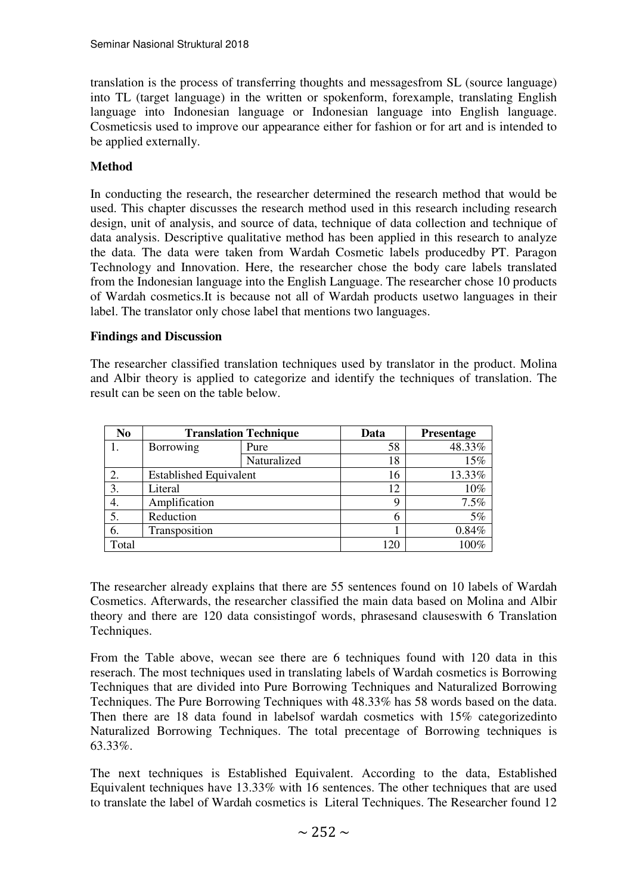translation is the process of transferring thoughts and messagesfrom SL (source language) into TL (target language) in the written or spokenform, forexample, translating English language into Indonesian language or Indonesian language into English language. Cosmeticsis used to improve our appearance either for fashion or for art and is intended to be applied externally.

**Method**

In conducting the research, the researcher determined the research method that would be used. This chapter discusses the research method used in this research including research design, unit of analysis, and source of data, technique of data collection and technique of data analysis. Descriptive qualitative method has been applied in this research to analyze the data. The data were taken from Wardah Cosmetic labels producedby PT. Paragon Technology and Innovation. Here, the researcher chose the body care labels translated from the Indonesian language into the English Language. The researcher chose 10 products of Wardah cosmetics.It is because not all of Wardah products usetwo languages in their label. The translator only chose label that mentions two languages.

**Findings and Discussion**

The researcher classified translation techniques used by translator in the product. Molina and Albir theory is applied to categorize and identify the techniques of translation. The result can be seen on the table below.

| No | Translation Technique | | Data | Presentage |
|---|---|---|---|---|
| 1. | Borrowing | Pure | 58 | 48.33% |
| | | Naturalized | 18 | 15% |
| 2. | Established Equivalent | | 16 | 13.33% |
| 3. | Literal | | 12 | 10% |
| 4. | Amplification | | 9 | 7.5% |
| 5. | Reduction | | 6 | 5% |
| 6. | Transposition | | 1 | 0.84% |
| Total | | | 120 | 100% |

The researcher already explains that there are 55 sentences found on 10 labels of Wardah Cosmetics. Afterwards, the researcher classified the main data based on Molina and Albir theory and there are 120 data consistingof words, phrasesand clauseswith 6 Translation Techniques.

From the Table above, wecan see there are 6 techniques found with 120 data in this reserach. The most techniques used in translating labels of Wardah cosmetics is Borrowing Techniques that are divided into Pure Borrowing Techniques and Naturalized Borrowing Techniques. The Pure Borrowing Techniques with 48.33% has 58 words based on the data. Then there are 18 data found in labelsof wardah cosmetics with 15% categorizedinto Naturalized Borrowing Techniques. The total precentage of Borrowing techniques is 63.33%.

The next techniques is Established Equivalent. According to the data, Established Equivalent techniques have 13.33% with 16 sentences. The other techniques that are used to translate the label of Wardah cosmetics is Literal Techniques. The Researcher found 12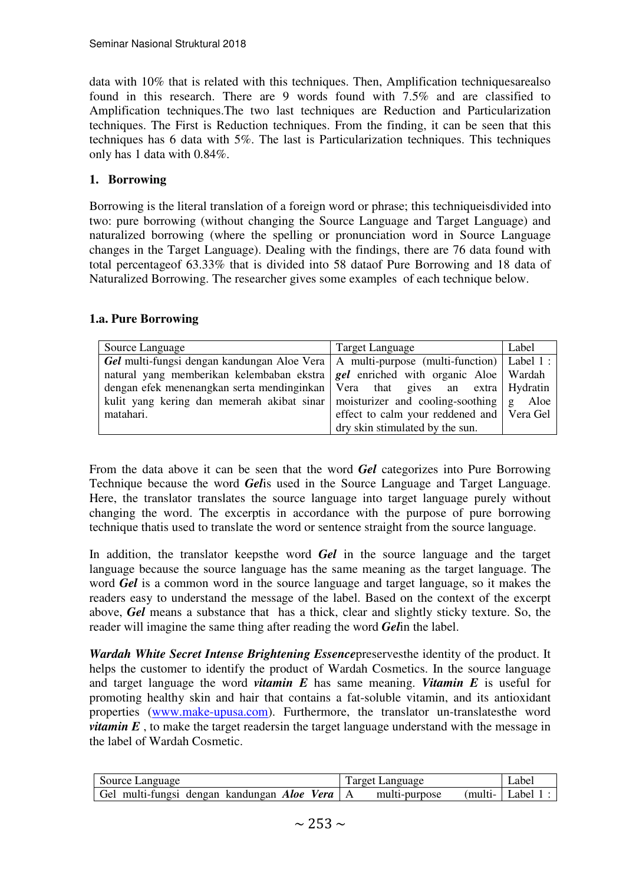data with 10% that is related with this techniques. Then, Amplification techniquesarealso found in this research. There are 9 words found with 7.5% and are classified to Amplification techniques.The two last techniques are Reduction and Particularization techniques. The First is Reduction techniques. From the finding, it can be seen that this techniques has 6 data with 5%. The last is Particularization techniques. This techniques only has 1 data with 0.84%.

## 1. Borrowing

Borrowing is the literal translation of a foreign word or phrase; this techniqueisdivided into two: pure borrowing (without changing the Source Language and Target Language) and naturalized borrowing (where the spelling or pronunciation word in Source Language changes in the Target Language). Dealing with the findings, there are 76 data found with total percentageof 63.33% that is divided into 58 dataof Pure Borrowing and 18 data of Naturalized Borrowing. The researcher gives some examples of each technique below.

### 1.a. Pure Borrowing

| Source Language | Target Language | Label |
|---|---|---|
| ***Gel*** multi-fungsi dengan kandungan Aloe Vera natural yang memberikan kelembaban ekstra dengan efek menenangkan serta mendinginkan kulit yang kering dan memerah akibat sinar matahari. | A multi-purpose (multi-function) ***gel*** enriched with organic Aloe Vera that gives an extra moisturizer and cooling-soothing effect to calm your reddened and dry skin stimulated by the sun. | Label 1 : Wardah Hydrating Aloe Vera Gel |

From the data above it can be seen that the word ***Gel*** categorizes into Pure Borrowing Technique because the word ***Gel***is used in the Source Language and Target Language. Here, the translator translates the source language into target language purely without changing the word. The excerptis in accordance with the purpose of pure borrowing technique thatis used to translate the word or sentence straight from the source language.

In addition, the translator keepsthe word ***Gel*** in the source language and the target language because the source language has the same meaning as the target language. The word ***Gel*** is a common word in the source language and target language, so it makes the readers easy to understand the message of the label. Based on the context of the excerpt above, ***Gel*** means a substance that has a thick, clear and slightly sticky texture. So, the reader will imagine the same thing after reading the word ***Gel***in the label.

***Wardah White Secret Intense Brightening Essence***preservesthe identity of the product. It helps the customer to identify the product of Wardah Cosmetics. In the source language and target language the word ***vitamin E*** has same meaning. ***Vitamin E*** is useful for promoting healthy skin and hair that contains a fat-soluble vitamin, and its antioxidant properties (www.make-upusa.com). Furthermore, the translator un-translatesthe word ***vitamin E*** , to make the target readersin the target language understand with the message in the label of Wardah Cosmetic.

| Source Language | Target Language | Label |
|---|---|---|
| Gel multi-fungsi dengan kandungan ***Aloe Vera*** | A multi-purpose (multi- | Label 1 : |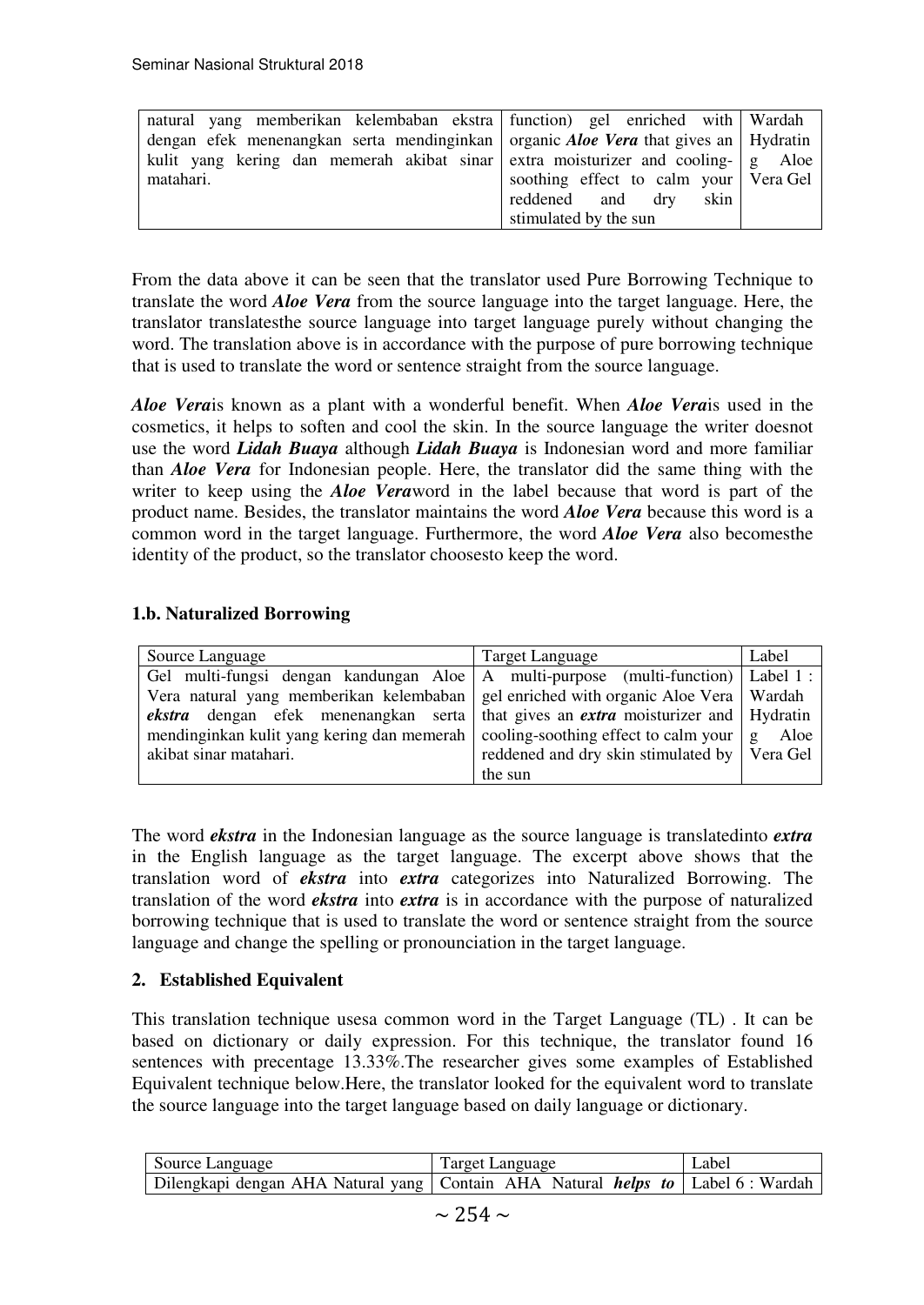| | | |
|---|---|---|
| natural yang memberikan kelembaban ekstra dengan efek menenangkan serta mendinginkan kulit yang kering dan memerah akibat sinar matahari. | function) gel enriched with organic ***Aloe Vera*** that gives an extra moisturizer and cooling-soothing effect to calm your reddened and dry skin stimulated by the sun | Wardah Hydrating Aloe Vera Gel |

From the data above it can be seen that the translator used Pure Borrowing Technique to translate the word ***Aloe Vera*** from the source language into the target language. Here, the translator translatesthe source language into target language purely without changing the word. The translation above is in accordance with the purpose of pure borrowing technique that is used to translate the word or sentence straight from the source language.

***Aloe Vera***is known as a plant with a wonderful benefit. When ***Aloe Vera***is used in the cosmetics, it helps to soften and cool the skin. In the source language the writer doesnot use the word ***Lidah Buaya*** although ***Lidah Buaya*** is Indonesian word and more familiar than ***Aloe Vera*** for Indonesian people. Here, the translator did the same thing with the writer to keep using the ***Aloe Vera***word in the label because that word is part of the product name. Besides, the translator maintains the word ***Aloe Vera*** because this word is a common word in the target language. Furthermore, the word ***Aloe Vera*** also becomesthe identity of the product, so the translator choosesto keep the word.

### 1.b. Naturalized Borrowing

| Source Language | Target Language | Label |
|---|---|---|
| Gel multi-fungsi dengan kandungan Aloe Vera natural yang memberikan kelembaban ***ekstra*** dengan efek menenangkan serta mendinginkan kulit yang kering dan memerah akibat sinar matahari. | A multi-purpose (multi-function) gel enriched with organic Aloe Vera that gives an ***extra*** moisturizer and cooling-soothing effect to calm your reddened and dry skin stimulated by the sun | Label 1 : Wardah Hydrating Aloe Vera Gel |

The word ***ekstra*** in the Indonesian language as the source language is translatedinto ***extra*** in the English language as the target language. The excerpt above shows that the translation word of ***ekstra*** into ***extra*** categorizes into Naturalized Borrowing. The translation of the word ***ekstra*** into ***extra*** is in accordance with the purpose of naturalized borrowing technique that is used to translate the word or sentence straight from the source language and change the spelling or pronounciation in the target language.

### 2. Established Equivalent

This translation technique usesa common word in the Target Language (TL) . It can be based on dictionary or daily expression. For this technique, the translator found 16 sentences with precentage 13.33%.The researcher gives some examples of Established Equivalent technique below.Here, the translator looked for the equivalent word to translate the source language into the target language based on daily language or dictionary.

| Source Language | Target Language | Label |
|---|---|---|
| Dilengkapi dengan AHA Natural yang | Contain AHA Natural ***helps to*** | Label 6 : Wardah |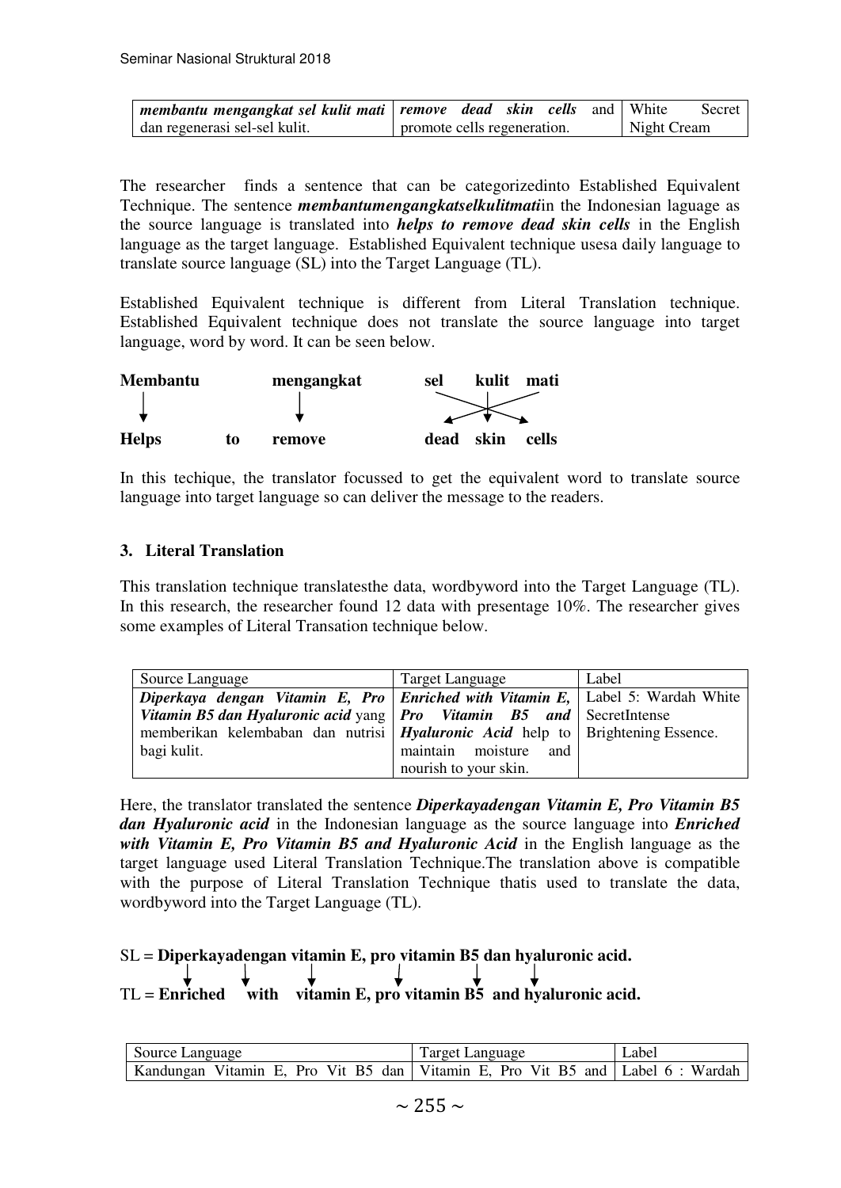| | | |
|---|---|---|
| ***membantu mengangkat sel kulit mati*** dan regenerasi sel-sel kulit. | ***remove dead skin cells*** and promote cells regeneration. | White Secret Night Cream |

The researcher finds a sentence that can be categorizedinto Established Equivalent Technique. The sentence ***membantumengangkatselkulitmati***in the Indonesian laguage as the source language is translated into ***helps to remove dead skin cells*** in the English language as the target language. Established Equivalent technique usesa daily language to translate source language (SL) into the Target Language (TL).

Established Equivalent technique is different from Literal Translation technique. Established Equivalent technique does not translate the source language into target language, word by word. It can be seen below.

**Membantu** → **Helps** **to**
**mengangkat** → **remove**
**sel** **kulit** **mati** → **dead** **skin** **cells**

In this techique, the translator focussed to get the equivalent word to translate source language into target language so can deliver the message to the readers.

### 3. Literal Translation

This translation technique translatesthe data, wordbyword into the Target Language (TL). In this research, the researcher found 12 data with presentage 10%. The researcher gives some examples of Literal Transation technique below.

| Source Language | Target Language | Label |
|---|---|---|
| ***Diperkaya dengan Vitamin E, Pro Vitamin B5 dan Hyaluronic acid*** yang memberikan kelembaban dan nutrisi bagi kulit. | ***Enriched with Vitamin E, Pro Vitamin B5 and Hyaluronic Acid*** help to maintain moisture and nourish to your skin. | Label 5: Wardah White SecretIntense Brightening Essence. |

Here, the translator translated the sentence ***Diperkayadengan Vitamin E, Pro Vitamin B5 dan Hyaluronic acid*** in the Indonesian language as the source language into ***Enriched with Vitamin E, Pro Vitamin B5 and Hyaluronic Acid*** in the English language as the target language used Literal Translation Technique.The translation above is compatible with the purpose of Literal Translation Technique thatis used to translate the data, wordbyword into the Target Language (TL).

SL = **Diperkayadengan vitamin E, pro vitamin B5 dan hyaluronic acid.**

TL = **Enriched with vitamin E, pro vitamin B5 and hyaluronic acid.**

| Source Language | Target Language | Label |
|---|---|---|
| Kandungan Vitamin E, Pro Vit B5 dan | Vitamin E, Pro Vit B5 and | Label 6 : Wardah |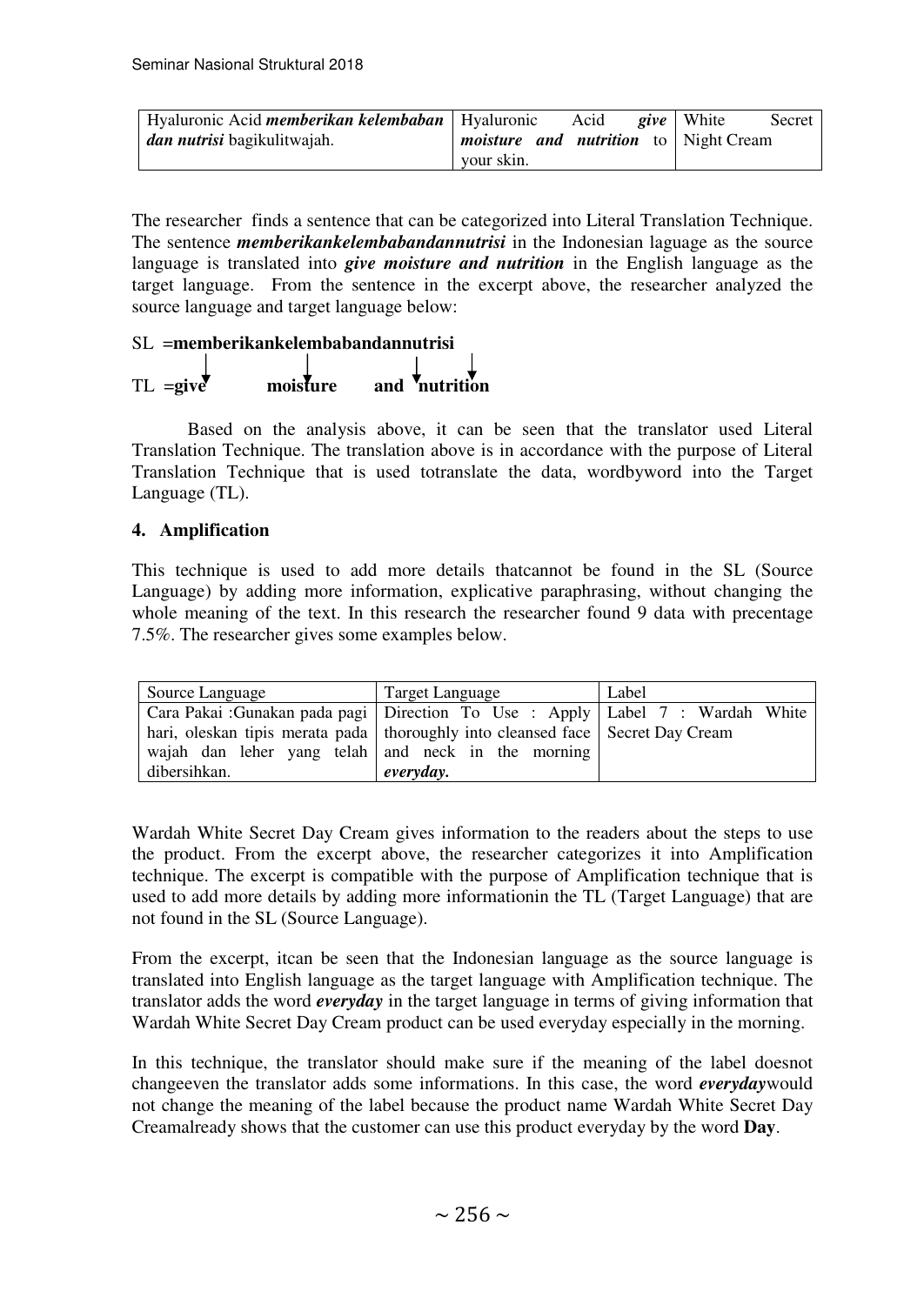| Hyaluronic Acid ***memberikan kelembaban dan nutrisi*** bagikulitwajah. | Hyaluronic Acid ***give moisture and nutrition*** to your skin. | White Secret Night Cream |
|---|---|---|

The researcher finds a sentence that can be categorized into Literal Translation Technique. The sentence ***memberikankelembabandannutrisi*** in the Indonesian laguage as the source language is translated into ***give moisture and nutrition*** in the English language as the target language. From the sentence in the excerpt above, the researcher analyzed the source language and target language below:

SL =**memberikankelembabandannutrisi**

TL =**give** **moisture** **and** **nutrition**

Based on the analysis above, it can be seen that the translator used Literal Translation Technique. The translation above is in accordance with the purpose of Literal Translation Technique that is used totranslate the data, wordbyword into the Target Language (TL).

#### 4. Amplification

This technique is used to add more details thatcannot be found in the SL (Source Language) by adding more information, explicative paraphrasing, without changing the whole meaning of the text. In this research the researcher found 9 data with precentage 7.5%. The researcher gives some examples below.

| Source Language | Target Language | Label |
|---|---|---|
| Cara Pakai :Gunakan pada pagi hari, oleskan tipis merata pada wajah dan leher yang telah dibersihkan. | Direction To Use : Apply thoroughly into cleansed face and neck in the morning ***everyday.*** | Label 7 : Wardah White Secret Day Cream |

Wardah White Secret Day Cream gives information to the readers about the steps to use the product. From the excerpt above, the researcher categorizes it into Amplification technique. The excerpt is compatible with the purpose of Amplification technique that is used to add more details by adding more informationin the TL (Target Language) that are not found in the SL (Source Language).

From the excerpt, itcan be seen that the Indonesian language as the source language is translated into English language as the target language with Amplification technique. The translator adds the word ***everyday*** in the target language in terms of giving information that Wardah White Secret Day Cream product can be used everyday especially in the morning.

In this technique, the translator should make sure if the meaning of the label doesnot changeeven the translator adds some informations. In this case, the word ***everyday***would not change the meaning of the label because the product name Wardah White Secret Day Creamalready shows that the customer can use this product everyday by the word **Day**.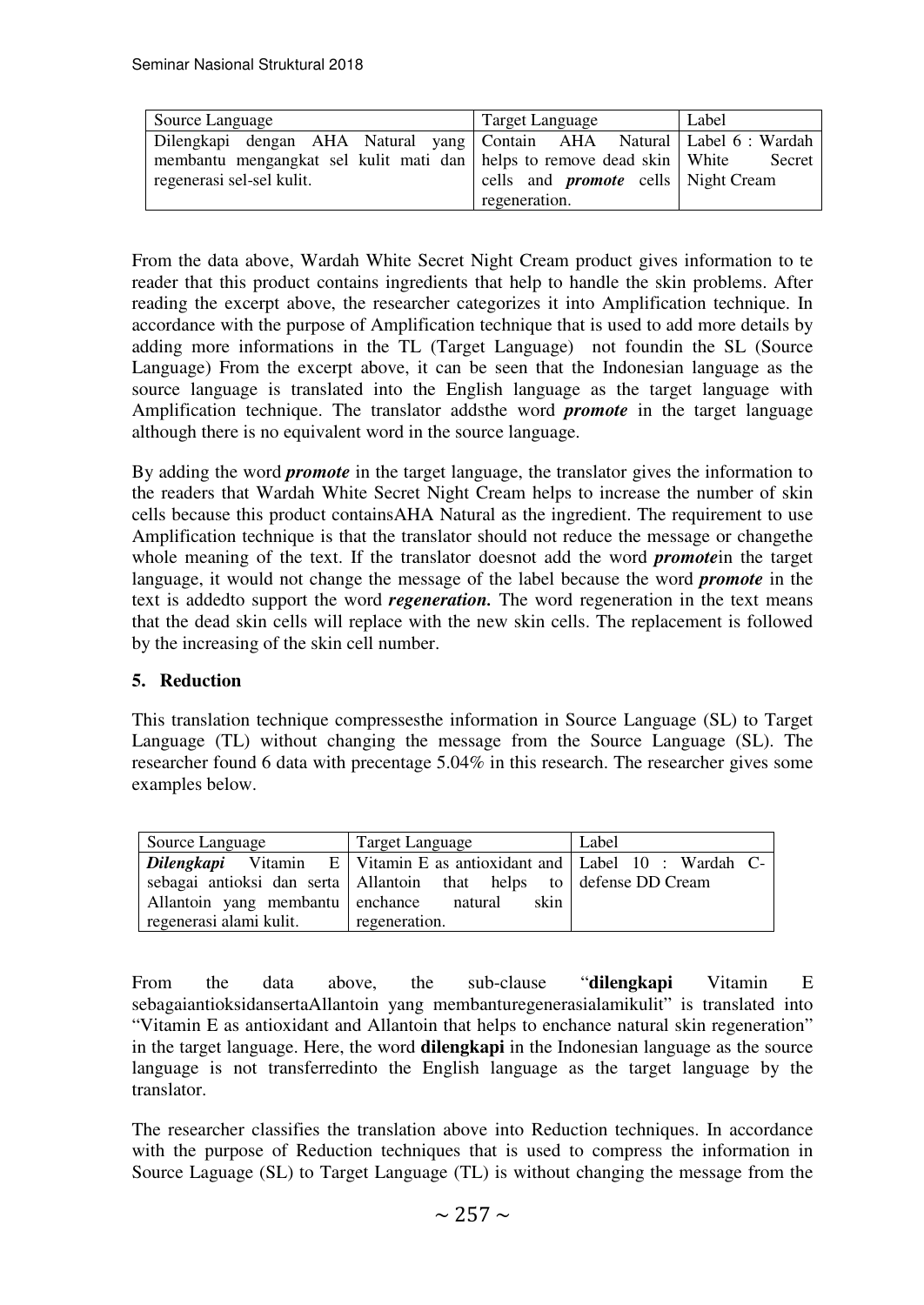| Source Language | Target Language | Label |
| --- | --- | --- |
| Dilengkapi dengan AHA Natural yang membantu mengangkat sel kulit mati dan regenerasi sel-sel kulit. | Contain AHA Natural helps to remove dead skin cells and ***promote*** cells regeneration. | Label 6 : Wardah White Secret Night Cream |

From the data above, Wardah White Secret Night Cream product gives information to te reader that this product contains ingredients that help to handle the skin problems. After reading the excerpt above, the researcher categorizes it into Amplification technique. In accordance with the purpose of Amplification technique that is used to add more details by adding more informations in the TL (Target Language) not foundin the SL (Source Language) From the excerpt above, it can be seen that the Indonesian language as the source language is translated into the English language as the target language with Amplification technique. The translator addsthe word ***promote*** in the target language although there is no equivalent word in the source language.

By adding the word ***promote*** in the target language, the translator gives the information to the readers that Wardah White Secret Night Cream helps to increase the number of skin cells because this product containsAHA Natural as the ingredient. The requirement to use Amplification technique is that the translator should not reduce the message or changethe whole meaning of the text. If the translator doesnot add the word ***promote***in the target language, it would not change the message of the label because the word ***promote*** in the text is addedto support the word ***regeneration.*** The word regeneration in the text means that the dead skin cells will replace with the new skin cells. The replacement is followed by the increasing of the skin cell number.

## 5. Reduction

This translation technique compressesthe information in Source Language (SL) to Target Language (TL) without changing the message from the Source Language (SL). The researcher found 6 data with precentage 5.04% in this research. The researcher gives some examples below.

| Source Language | Target Language | Label |
| --- | --- | --- |
| ***Dilengkapi*** Vitamin E sebagai antioksi dan serta Allantoin yang membantu regenerasi alami kulit. | Vitamin E as antioxidant and Allantoin that helps to enchance natural skin regeneration. | Label 10 : Wardah C-defense DD Cream |

From the data above, the sub-clause "**dilengkapi** Vitamin E sebagaiantioksidanserta Allantoin yang membanturegenerasialamikulit" is translated into "Vitamin E as antioxidant and Allantoin that helps to enchance natural skin regeneration" in the target language. Here, the word **dilengkapi** in the Indonesian language as the source language is not transferredinto the English language as the target language by the translator.

The researcher classifies the translation above into Reduction techniques. In accordance with the purpose of Reduction techniques that is used to compress the information in Source Laguage (SL) to Target Language (TL) is without changing the message from the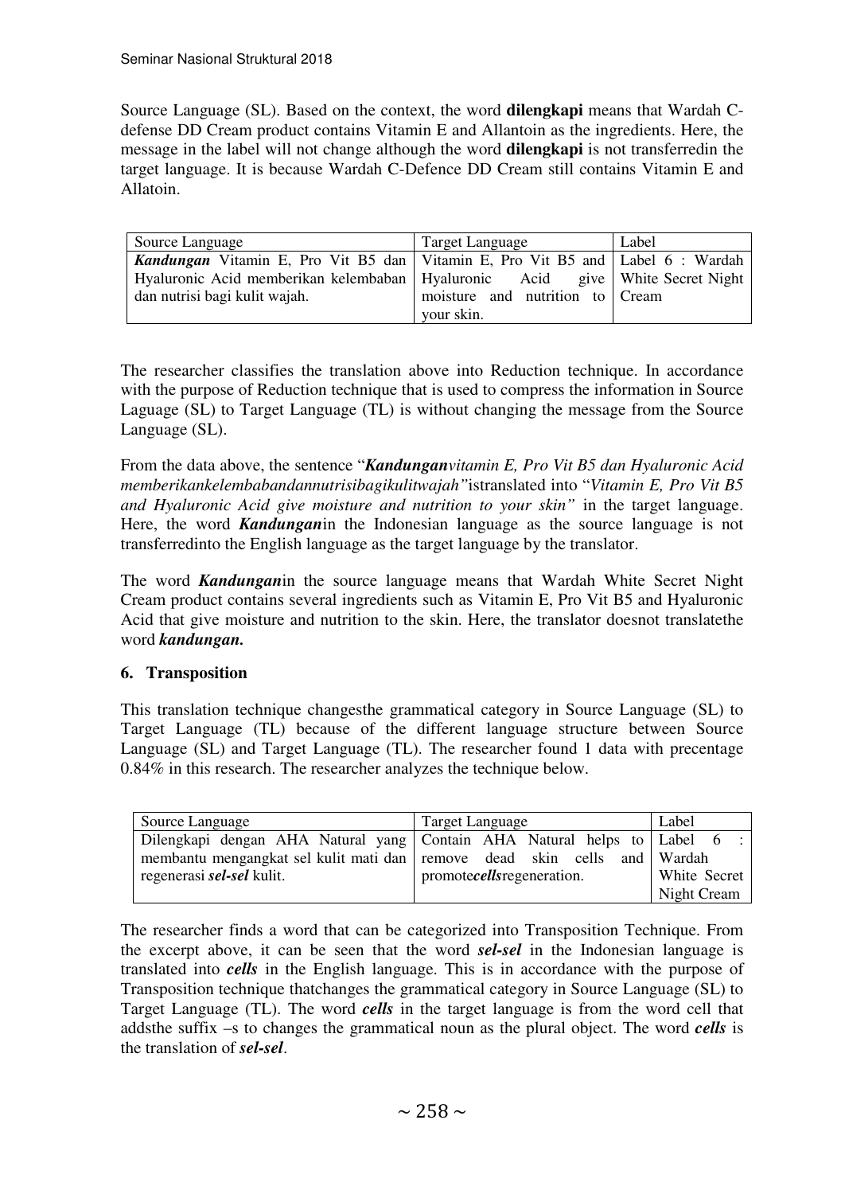Source Language (SL). Based on the context, the word **dilengkapi** means that Wardah C-defense DD Cream product contains Vitamin E and Allantoin as the ingredients. Here, the message in the label will not change although the word **dilengkapi** is not transferredin the target language. It is because Wardah C-Defence DD Cream still contains Vitamin E and Allatoin.

| Source Language | Target Language | Label |
|---|---|---|
| ***Kandungan*** Vitamin E, Pro Vit B5 dan Hyaluronic Acid memberikan kelembaban dan nutrisi bagi kulit wajah. | Vitamin E, Pro Vit B5 and Hyaluronic Acid give moisture and nutrition to your skin. | Label 6 : Wardah White Secret Night Cream |

The researcher classifies the translation above into Reduction technique. In accordance with the purpose of Reduction technique that is used to compress the information in Source Laguage (SL) to Target Language (TL) is without changing the message from the Source Language (SL).

From the data above, the sentence "***Kandungan****vitamin E, Pro Vit B5 dan Hyaluronic Acid memberikankelembabandannutrisibagikulitwajah"*istranslated into "*Vitamin E, Pro Vit B5 and Hyaluronic Acid give moisture and nutrition to your skin"* in the target language. Here, the word ***Kandungan***in the Indonesian language as the source language is not transferredinto the English language as the target language by the translator.

The word ***Kandungan***in the source language means that Wardah White Secret Night Cream product contains several ingredients such as Vitamin E, Pro Vit B5 and Hyaluronic Acid that give moisture and nutrition to the skin. Here, the translator doesnot translatethe word ***kandungan.***

**6. Transposition**

This translation technique changesthe grammatical category in Source Language (SL) to Target Language (TL) because of the different language structure between Source Language (SL) and Target Language (TL). The researcher found 1 data with precentage 0.84% in this research. The researcher analyzes the technique below.

| Source Language | Target Language | Label |
|---|---|---|
| Dilengkapi dengan AHA Natural yang membantu mengangkat sel kulit mati dan regenerasi ***sel-sel*** kulit. | Contain AHA Natural helps to remove dead skin cells and promote***cells***regeneration. | Label 6 : Wardah White Secret Night Cream |

The researcher finds a word that can be categorized into Transposition Technique. From the excerpt above, it can be seen that the word ***sel-sel*** in the Indonesian language is translated into ***cells*** in the English language. This is in accordance with the purpose of Transposition technique thatchanges the grammatical category in Source Language (SL) to Target Language (TL). The word ***cells*** in the target language is from the word cell that addsthe suffix –s to changes the grammatical noun as the plural object. The word ***cells*** is the translation of ***sel-sel***.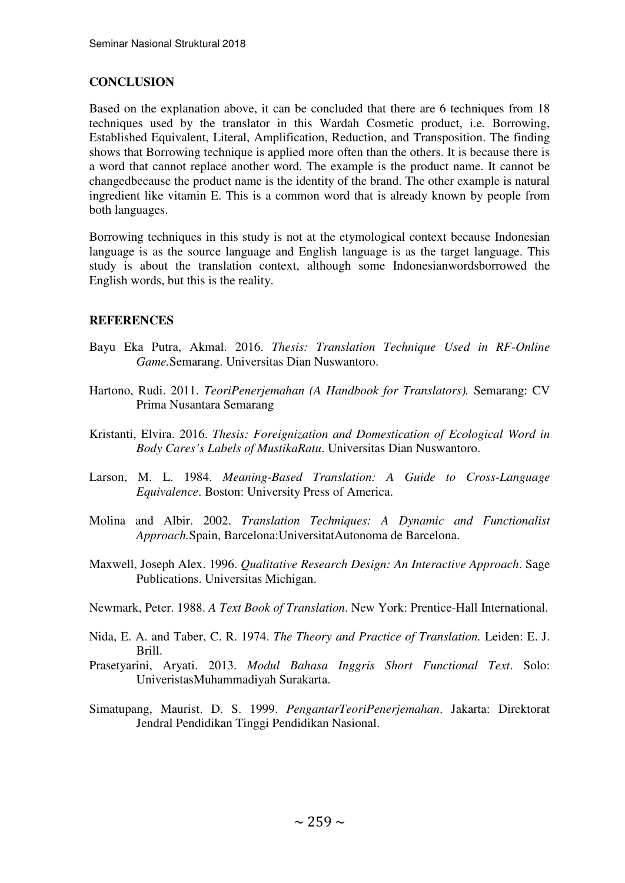## CONCLUSION

Based on the explanation above, it can be concluded that there are 6 techniques from 18 techniques used by the translator in this Wardah Cosmetic product, i.e. Borrowing, Established Equivalent, Literal, Amplification, Reduction, and Transposition. The finding shows that Borrowing technique is applied more often than the others. It is because there is a word that cannot replace another word. The example is the product name. It cannot be changedbecause the product name is the identity of the brand. The other example is natural ingredient like vitamin E. This is a common word that is already known by people from both languages.

Borrowing techniques in this study is not at the etymological context because Indonesian language is as the source language and English language is as the target language. This study is about the translation context, although some Indonesianwordsborrowed the English words, but this is the reality.

## REFERENCES

Bayu Eka Putra, Akmal. 2016. *Thesis: Translation Technique Used in RF-Online Game.*Semarang. Universitas Dian Nuswantoro.

Hartono, Rudi. 2011. *TeoriPenerjemahan (A Handbook for Translators).* Semarang: CV Prima Nusantara Semarang

Kristanti, Elvira. 2016. *Thesis: Foreignization and Domestication of Ecological Word in Body Cares's Labels of MustikaRatu*. Universitas Dian Nuswantoro.

Larson, M. L. 1984. *Meaning-Based Translation: A Guide to Cross-Language Equivalence*. Boston: University Press of America.

Molina and Albir. 2002. *Translation Techniques: A Dynamic and Functionalist Approach.*Spain, Barcelona:UniversitatAutonoma de Barcelona.

Maxwell, Joseph Alex. 1996. *Qualitative Research Design: An Interactive Approach*. Sage Publications. Universitas Michigan.

Newmark, Peter. 1988. *A Text Book of Translation*. New York: Prentice-Hall International.

Nida, E. A. and Taber, C. R. 1974. *The Theory and Practice of Translation.* Leiden: E. J. Brill.

Prasetyarini, Aryati. 2013. *Modul Bahasa Inggris Short Functional Text*. Solo: UniveristasMuhammadiyah Surakarta.

Simatupang, Maurist. D. S. 1999. *PengantarTeoriPenerjemahan*. Jakarta: Direktorat Jendral Pendidikan Tinggi Pendidikan Nasional.